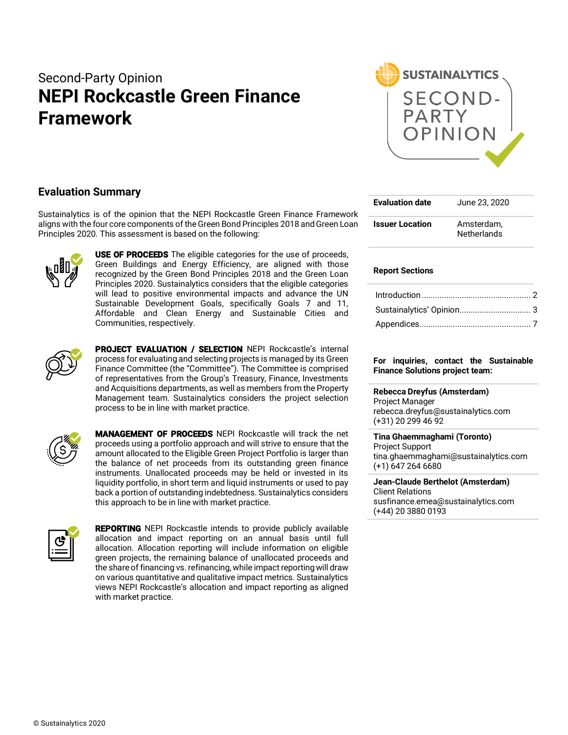Second-Party Opinion

# NEPI Rockcastle Green Finance Framework

## Evaluation Summary

Sustainalytics is of the opinion that the NEPI Rockcastle Green Finance Framework aligns with the four core components of the Green Bond Principles 2018 and Green Loan Principles 2020. This assessment is based on the following:

**USE OF PROCEEDS** The eligible categories for the use of proceeds, Green Buildings and Energy Efficiency, are aligned with those recognized by the Green Bond Principles 2018 and the Green Loan Principles 2020. Sustainalytics considers that the eligible categories will lead to positive environmental impacts and advance the UN Sustainable Development Goals, specifically Goals 7 and 11, Affordable and Clean Energy and Sustainable Cities and Communities, respectively.

**PROJECT EVALUATION / SELECTION** NEPI Rockcastle's internal process for evaluating and selecting projects is managed by its Green Finance Committee (the "Committee"). The Committee is comprised of representatives from the Group's Treasury, Finance, Investments and Acquisitions departments, as well as members from the Property Management team. Sustainalytics considers the project selection process to be in line with market practice.

**MANAGEMENT OF PROCEEDS** NEPI Rockcastle will track the net proceeds using a portfolio approach and will strive to ensure that the amount allocated to the Eligible Green Project Portfolio is larger than the balance of net proceeds from its outstanding green finance instruments. Unallocated proceeds may be held or invested in its liquidity portfolio, in short term and liquid instruments or used to pay back a portion of outstanding indebtedness. Sustainalytics considers this approach to be in line with market practice.

**REPORTING** NEPI Rockcastle intends to provide publicly available allocation and impact reporting on an annual basis until full allocation. Allocation reporting will include information on eligible green projects, the remaining balance of unallocated proceeds and the share of financing vs. refinancing, while impact reporting will draw on various quantitative and qualitative impact metrics. Sustainalytics views NEPI Rockcastle's allocation and impact reporting as aligned with market practice.

| | |
|---|---|
| **Evaluation date** | June 23, 2020 |
| **Issuer Location** | Amsterdam, Netherlands |

**Report Sections**

- Introduction .......... 2
- Sustainalytics' Opinion .......... 3
- Appendices .......... 7

**For inquiries, contact the Sustainable Finance Solutions project team:**

**Rebecca Dreyfus (Amsterdam)**
Project Manager
rebecca.dreyfus@sustainalytics.com
(+31) 20 299 46 92

**Tina Ghaemmaghami (Toronto)**
Project Support
tina.ghaemmaghami@sustainalytics.com
(+1) 647 264 6680

**Jean-Claude Berthelot (Amsterdam)**
Client Relations
susfinance.emea@sustainalytics.com
(+44) 20 3880 0193

© Sustainalytics 2020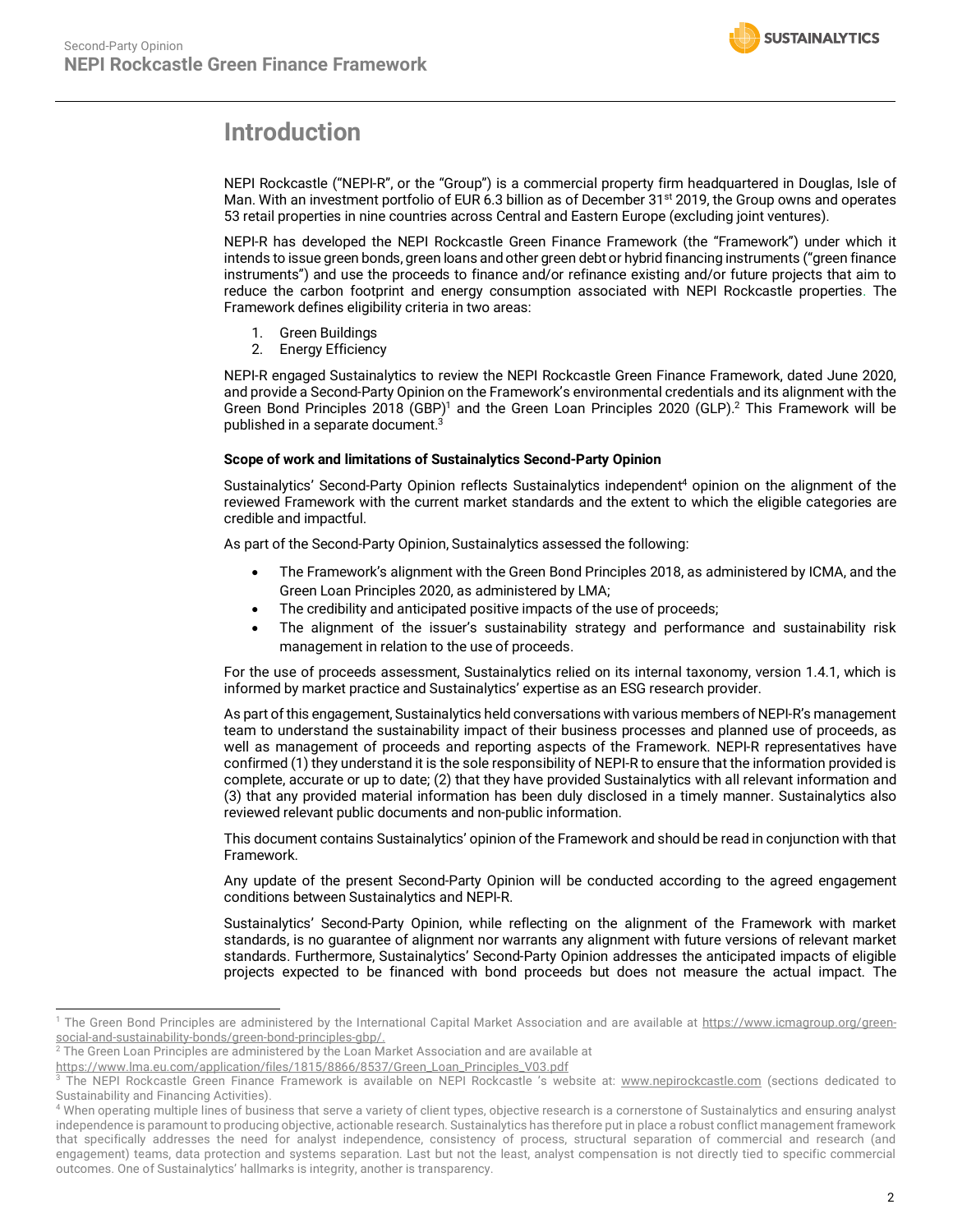# Introduction

NEPI Rockcastle ("NEPI-R", or the "Group") is a commercial property firm headquartered in Douglas, Isle of Man. With an investment portfolio of EUR 6.3 billion as of December 31st 2019, the Group owns and operates 53 retail properties in nine countries across Central and Eastern Europe (excluding joint ventures).

NEPI-R has developed the NEPI Rockcastle Green Finance Framework (the "Framework") under which it intends to issue green bonds, green loans and other green debt or hybrid financing instruments ("green finance instruments") and use the proceeds to finance and/or refinance existing and/or future projects that aim to reduce the carbon footprint and energy consumption associated with NEPI Rockcastle properties. The Framework defines eligibility criteria in two areas:

1. Green Buildings
2. Energy Efficiency

NEPI-R engaged Sustainalytics to review the NEPI Rockcastle Green Finance Framework, dated June 2020, and provide a Second-Party Opinion on the Framework's environmental credentials and its alignment with the Green Bond Principles 2018 (GBP)[1] and the Green Loan Principles 2020 (GLP).[2] This Framework will be published in a separate document.[3]

**Scope of work and limitations of Sustainalytics Second-Party Opinion**

Sustainalytics' Second-Party Opinion reflects Sustainalytics independent[4] opinion on the alignment of the reviewed Framework with the current market standards and the extent to which the eligible categories are credible and impactful.

As part of the Second-Party Opinion, Sustainalytics assessed the following:

- The Framework's alignment with the Green Bond Principles 2018, as administered by ICMA, and the Green Loan Principles 2020, as administered by LMA;
- The credibility and anticipated positive impacts of the use of proceeds;
- The alignment of the issuer's sustainability strategy and performance and sustainability risk management in relation to the use of proceeds.

For the use of proceeds assessment, Sustainalytics relied on its internal taxonomy, version 1.4.1, which is informed by market practice and Sustainalytics' expertise as an ESG research provider.

As part of this engagement, Sustainalytics held conversations with various members of NEPI-R's management team to understand the sustainability impact of their business processes and planned use of proceeds, as well as management of proceeds and reporting aspects of the Framework. NEPI-R representatives have confirmed (1) they understand it is the sole responsibility of NEPI-R to ensure that the information provided is complete, accurate or up to date; (2) that they have provided Sustainalytics with all relevant information and (3) that any provided material information has been duly disclosed in a timely manner. Sustainalytics also reviewed relevant public documents and non-public information.

This document contains Sustainalytics' opinion of the Framework and should be read in conjunction with that Framework.

Any update of the present Second-Party Opinion will be conducted according to the agreed engagement conditions between Sustainalytics and NEPI-R.

Sustainalytics' Second-Party Opinion, while reflecting on the alignment of the Framework with market standards, is no guarantee of alignment nor warrants any alignment with future versions of relevant market standards. Furthermore, Sustainalytics' Second-Party Opinion addresses the anticipated impacts of eligible projects expected to be financed with bond proceeds but does not measure the actual impact. The

---

[1] The Green Bond Principles are administered by the International Capital Market Association and are available at https://www.icmagroup.org/green-social-and-sustainability-bonds/green-bond-principles-gbp/.

[2] The Green Loan Principles are administered by the Loan Market Association and are available at https://www.lma.eu.com/application/files/1815/8866/8537/Green_Loan_Principles_V03.pdf

[3] The NEPI Rockcastle Green Finance Framework is available on NEPI Rockcastle 's website at: www.nepirockcastle.com (sections dedicated to Sustainability and Financing Activities).

[4] When operating multiple lines of business that serve a variety of client types, objective research is a cornerstone of Sustainalytics and ensuring analyst independence is paramount to producing objective, actionable research. Sustainalytics has therefore put in place a robust conflict management framework that specifically addresses the need for analyst independence, consistency of process, structural separation of commercial and research (and engagement) teams, data protection and systems separation. Last but not the least, analyst compensation is not directly tied to specific commercial outcomes. One of Sustainalytics' hallmarks is integrity, another is transparency.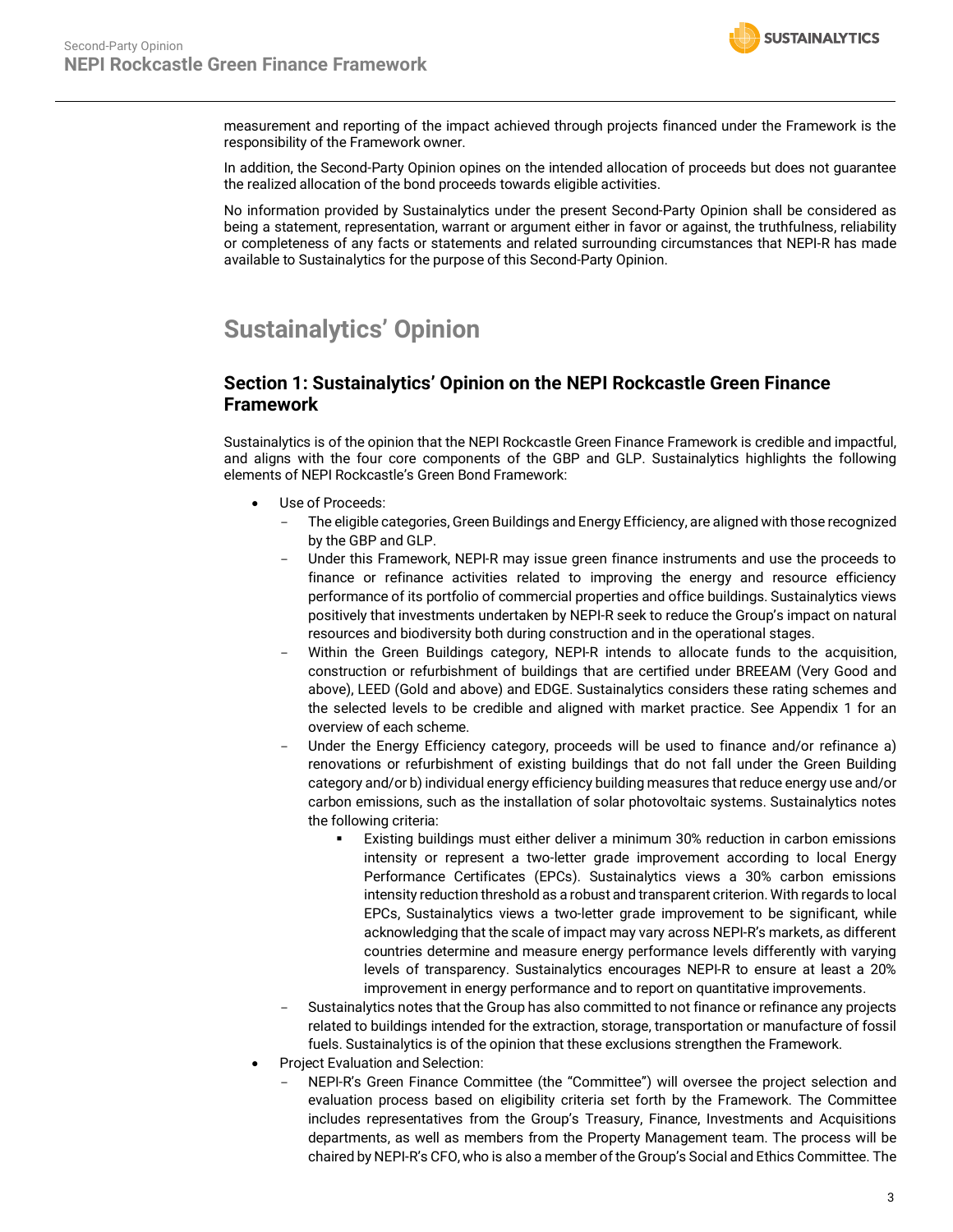measurement and reporting of the impact achieved through projects financed under the Framework is the responsibility of the Framework owner.

In addition, the Second-Party Opinion opines on the intended allocation of proceeds but does not guarantee the realized allocation of the bond proceeds towards eligible activities.

No information provided by Sustainalytics under the present Second-Party Opinion shall be considered as being a statement, representation, warrant or argument either in favor or against, the truthfulness, reliability or completeness of any facts or statements and related surrounding circumstances that NEPI-R has made available to Sustainalytics for the purpose of this Second-Party Opinion.

# Sustainalytics' Opinion

## Section 1: Sustainalytics' Opinion on the NEPI Rockcastle Green Finance Framework

Sustainalytics is of the opinion that the NEPI Rockcastle Green Finance Framework is credible and impactful, and aligns with the four core components of the GBP and GLP. Sustainalytics highlights the following elements of NEPI Rockcastle's Green Bond Framework:

- Use of Proceeds:
  - The eligible categories, Green Buildings and Energy Efficiency, are aligned with those recognized by the GBP and GLP.
  - Under this Framework, NEPI-R may issue green finance instruments and use the proceeds to finance or refinance activities related to improving the energy and resource efficiency performance of its portfolio of commercial properties and office buildings. Sustainalytics views positively that investments undertaken by NEPI-R seek to reduce the Group's impact on natural resources and biodiversity both during construction and in the operational stages.
  - Within the Green Buildings category, NEPI-R intends to allocate funds to the acquisition, construction or refurbishment of buildings that are certified under BREEAM (Very Good and above), LEED (Gold and above) and EDGE. Sustainalytics considers these rating schemes and the selected levels to be credible and aligned with market practice. See Appendix 1 for an overview of each scheme.
  - Under the Energy Efficiency category, proceeds will be used to finance and/or refinance a) renovations or refurbishment of existing buildings that do not fall under the Green Building category and/or b) individual energy efficiency building measures that reduce energy use and/or carbon emissions, such as the installation of solar photovoltaic systems. Sustainalytics notes the following criteria:
    - Existing buildings must either deliver a minimum 30% reduction in carbon emissions intensity or represent a two-letter grade improvement according to local Energy Performance Certificates (EPCs). Sustainalytics views a 30% carbon emissions intensity reduction threshold as a robust and transparent criterion. With regards to local EPCs, Sustainalytics views a two-letter grade improvement to be significant, while acknowledging that the scale of impact may vary across NEPI-R's markets, as different countries determine and measure energy performance levels differently with varying levels of transparency. Sustainalytics encourages NEPI-R to ensure at least a 20% improvement in energy performance and to report on quantitative improvements.
  - Sustainalytics notes that the Group has also committed to not finance or refinance any projects related to buildings intended for the extraction, storage, transportation or manufacture of fossil fuels. Sustainalytics is of the opinion that these exclusions strengthen the Framework.
- Project Evaluation and Selection:
  - NEPI-R's Green Finance Committee (the "Committee") will oversee the project selection and evaluation process based on eligibility criteria set forth by the Framework. The Committee includes representatives from the Group's Treasury, Finance, Investments and Acquisitions departments, as well as members from the Property Management team. The process will be chaired by NEPI-R's CFO, who is also a member of the Group's Social and Ethics Committee. The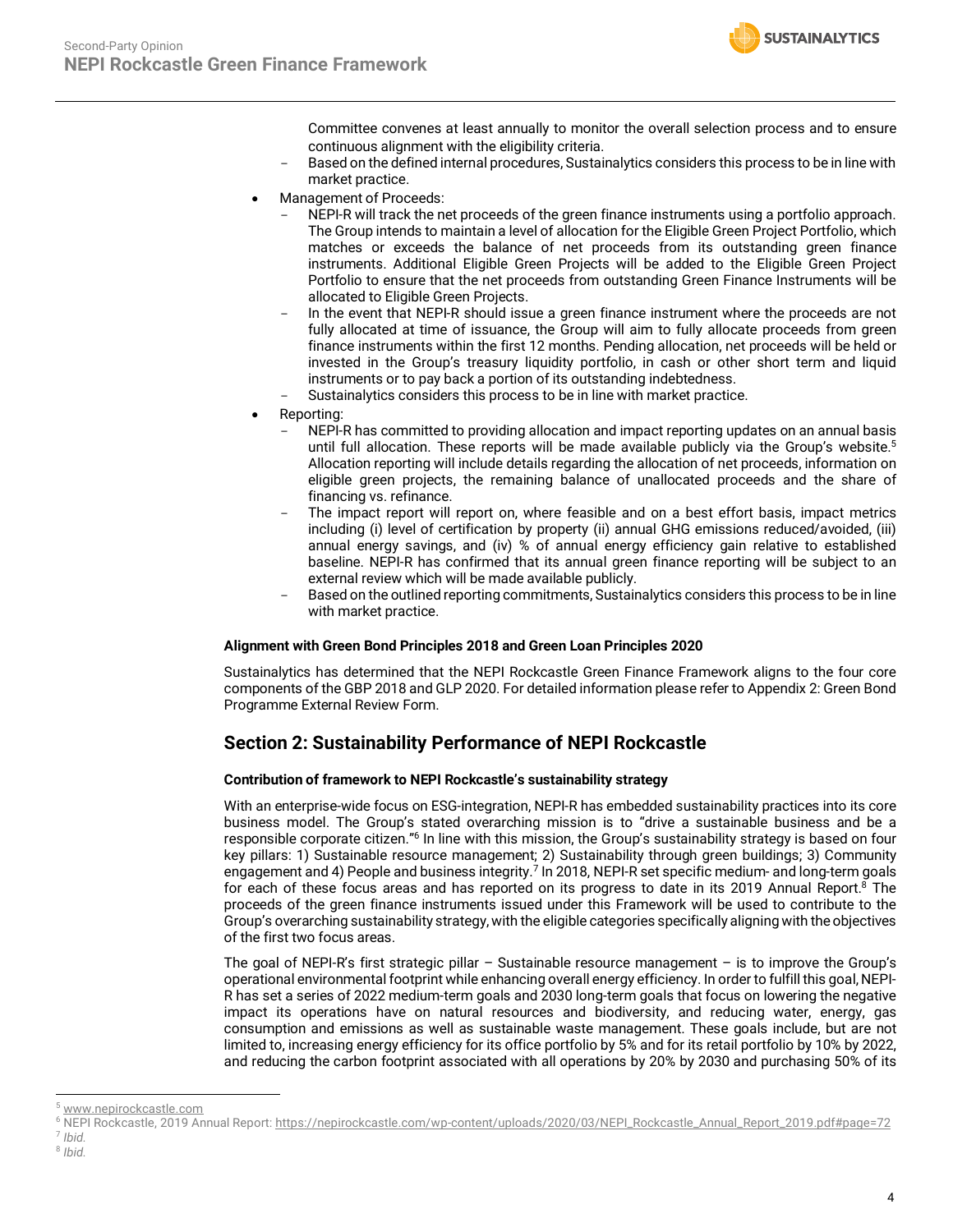Committee convenes at least annually to monitor the overall selection process and to ensure continuous alignment with the eligibility criteria.
  - Based on the defined internal procedures, Sustainalytics considers this process to be in line with market practice.

- Management of Proceeds:
  - NEPI-R will track the net proceeds of the green finance instruments using a portfolio approach. The Group intends to maintain a level of allocation for the Eligible Green Project Portfolio, which matches or exceeds the balance of net proceeds from its outstanding green finance instruments. Additional Eligible Green Projects will be added to the Eligible Green Project Portfolio to ensure that the net proceeds from outstanding Green Finance Instruments will be allocated to Eligible Green Projects.
  - In the event that NEPI-R should issue a green finance instrument where the proceeds are not fully allocated at time of issuance, the Group will aim to fully allocate proceeds from green finance instruments within the first 12 months. Pending allocation, net proceeds will be held or invested in the Group's treasury liquidity portfolio, in cash or other short term and liquid instruments or to pay back a portion of its outstanding indebtedness.
  - Sustainalytics considers this process to be in line with market practice.

- Reporting:
  - NEPI-R has committed to providing allocation and impact reporting updates on an annual basis until full allocation. These reports will be made available publicly via the Group's website.[5] Allocation reporting will include details regarding the allocation of net proceeds, information on eligible green projects, the remaining balance of unallocated proceeds and the share of financing vs. refinance.
  - The impact report will report on, where feasible and on a best effort basis, impact metrics including (i) level of certification by property (ii) annual GHG emissions reduced/avoided, (iii) annual energy savings, and (iv) % of annual energy efficiency gain relative to established baseline. NEPI-R has confirmed that its annual green finance reporting will be subject to an external review which will be made available publicly.
  - Based on the outlined reporting commitments, Sustainalytics considers this process to be in line with market practice.

**Alignment with Green Bond Principles 2018 and Green Loan Principles 2020**

Sustainalytics has determined that the NEPI Rockcastle Green Finance Framework aligns to the four core components of the GBP 2018 and GLP 2020. For detailed information please refer to Appendix 2: Green Bond Programme External Review Form.

## Section 2: Sustainability Performance of NEPI Rockcastle

**Contribution of framework to NEPI Rockcastle's sustainability strategy**

With an enterprise-wide focus on ESG-integration, NEPI-R has embedded sustainability practices into its core business model. The Group's stated overarching mission is to "drive a sustainable business and be a responsible corporate citizen."[6] In line with this mission, the Group's sustainability strategy is based on four key pillars: 1) Sustainable resource management; 2) Sustainability through green buildings; 3) Community engagement and 4) People and business integrity.[7] In 2018, NEPI-R set specific medium- and long-term goals for each of these focus areas and has reported on its progress to date in its 2019 Annual Report.[8] The proceeds of the green finance instruments issued under this Framework will be used to contribute to the Group's overarching sustainability strategy, with the eligible categories specifically aligning with the objectives of the first two focus areas.

The goal of NEPI-R's first strategic pillar – Sustainable resource management – is to improve the Group's operational environmental footprint while enhancing overall energy efficiency. In order to fulfill this goal, NEPI-R has set a series of 2022 medium-term goals and 2030 long-term goals that focus on lowering the negative impact its operations have on natural resources and biodiversity, and reducing water, energy, gas consumption and emissions as well as sustainable waste management. These goals include, but are not limited to, increasing energy efficiency for its office portfolio by 5% and for its retail portfolio by 10% by 2022, and reducing the carbon footprint associated with all operations by 20% by 2030 and purchasing 50% of its

---

[5] www.nepirockcastle.com

[6] NEPI Rockcastle, 2019 Annual Report: https://nepirockcastle.com/wp-content/uploads/2020/03/NEPI_Rockcastle_Annual_Report_2019.pdf#page=72

[7] *Ibid.*

[8] *Ibid.*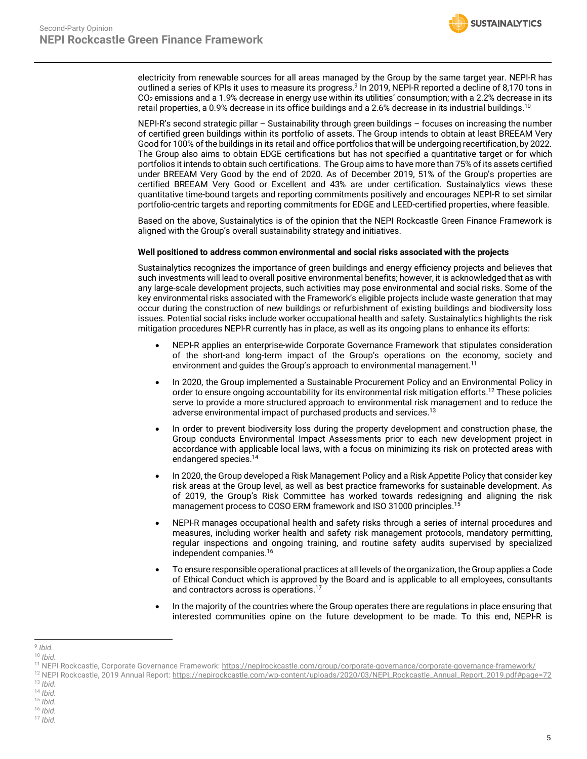electricity from renewable sources for all areas managed by the Group by the same target year. NEPI-R has outlined a series of KPIs it uses to measure its progress.[9] In 2019, NEPI-R reported a decline of 8,170 tons in $CO_2$ emissions and a 1.9% decrease in energy use within its utilities' consumption; with a 2.2% decrease in its retail properties, a 0.9% decrease in its office buildings and a 2.6% decrease in its industrial buildings.[10]

NEPI-R's second strategic pillar – Sustainability through green buildings – focuses on increasing the number of certified green buildings within its portfolio of assets. The Group intends to obtain at least BREEAM Very Good for 100% of the buildings in its retail and office portfolios that will be undergoing recertification, by 2022. The Group also aims to obtain EDGE certifications but has not specified a quantitative target or for which portfolios it intends to obtain such certifications. The Group aims to have more than 75% of its assets certified under BREEAM Very Good by the end of 2020. As of December 2019, 51% of the Group's properties are certified BREEAM Very Good or Excellent and 43% are under certification. Sustainalytics views these quantitative time-bound targets and reporting commitments positively and encourages NEPI-R to set similar portfolio-centric targets and reporting commitments for EDGE and LEED-certified properties, where feasible.

Based on the above, Sustainalytics is of the opinion that the NEPI Rockcastle Green Finance Framework is aligned with the Group's overall sustainability strategy and initiatives.

**Well positioned to address common environmental and social risks associated with the projects**

Sustainalytics recognizes the importance of green buildings and energy efficiency projects and believes that such investments will lead to overall positive environmental benefits; however, it is acknowledged that as with any large-scale development projects, such activities may pose environmental and social risks. Some of the key environmental risks associated with the Framework's eligible projects include waste generation that may occur during the construction of new buildings or refurbishment of existing buildings and biodiversity loss issues. Potential social risks include worker occupational health and safety. Sustainalytics highlights the risk mitigation procedures NEPI-R currently has in place, as well as its ongoing plans to enhance its efforts:

- NEPI-R applies an enterprise-wide Corporate Governance Framework that stipulates consideration of the short-and long-term impact of the Group's operations on the economy, society and environment and guides the Group's approach to environmental management.[11]
- In 2020, the Group implemented a Sustainable Procurement Policy and an Environmental Policy in order to ensure ongoing accountability for its environmental risk mitigation efforts.[12] These policies serve to provide a more structured approach to environmental risk management and to reduce the adverse environmental impact of purchased products and services.[13]
- In order to prevent biodiversity loss during the property development and construction phase, the Group conducts Environmental Impact Assessments prior to each new development project in accordance with applicable local laws, with a focus on minimizing its risk on protected areas with endangered species.[14]
- In 2020, the Group developed a Risk Management Policy and a Risk Appetite Policy that consider key risk areas at the Group level, as well as best practice frameworks for sustainable development. As of 2019, the Group's Risk Committee has worked towards redesigning and aligning the risk management process to COSO ERM framework and ISO 31000 principles.[15]
- NEPI-R manages occupational health and safety risks through a series of internal procedures and measures, including worker health and safety risk management protocols, mandatory permitting, regular inspections and ongoing training, and routine safety audits supervised by specialized independent companies.[16]
- To ensure responsible operational practices at all levels of the organization, the Group applies a Code of Ethical Conduct which is approved by the Board and is applicable to all employees, consultants and contractors across is operations.[17]
- In the majority of the countries where the Group operates there are regulations in place ensuring that interested communities opine on the future development to be made. To this end, NEPI-R is

---

[9] *Ibid.*

[10] *Ibid.*

[11] NEPI Rockcastle, Corporate Governance Framework: https://nepirockcastle.com/group/corporate-governance/corporate-governance-framework/

[12] NEPI Rockcastle, 2019 Annual Report: https://nepirockcastle.com/wp-content/uploads/2020/03/NEPI_Rockcastle_Annual_Report_2019.pdf#page=72

[13] *Ibid.*

[14] *Ibid.*

[15] *Ibid.*

[16] *Ibid.*

[17] *Ibid.*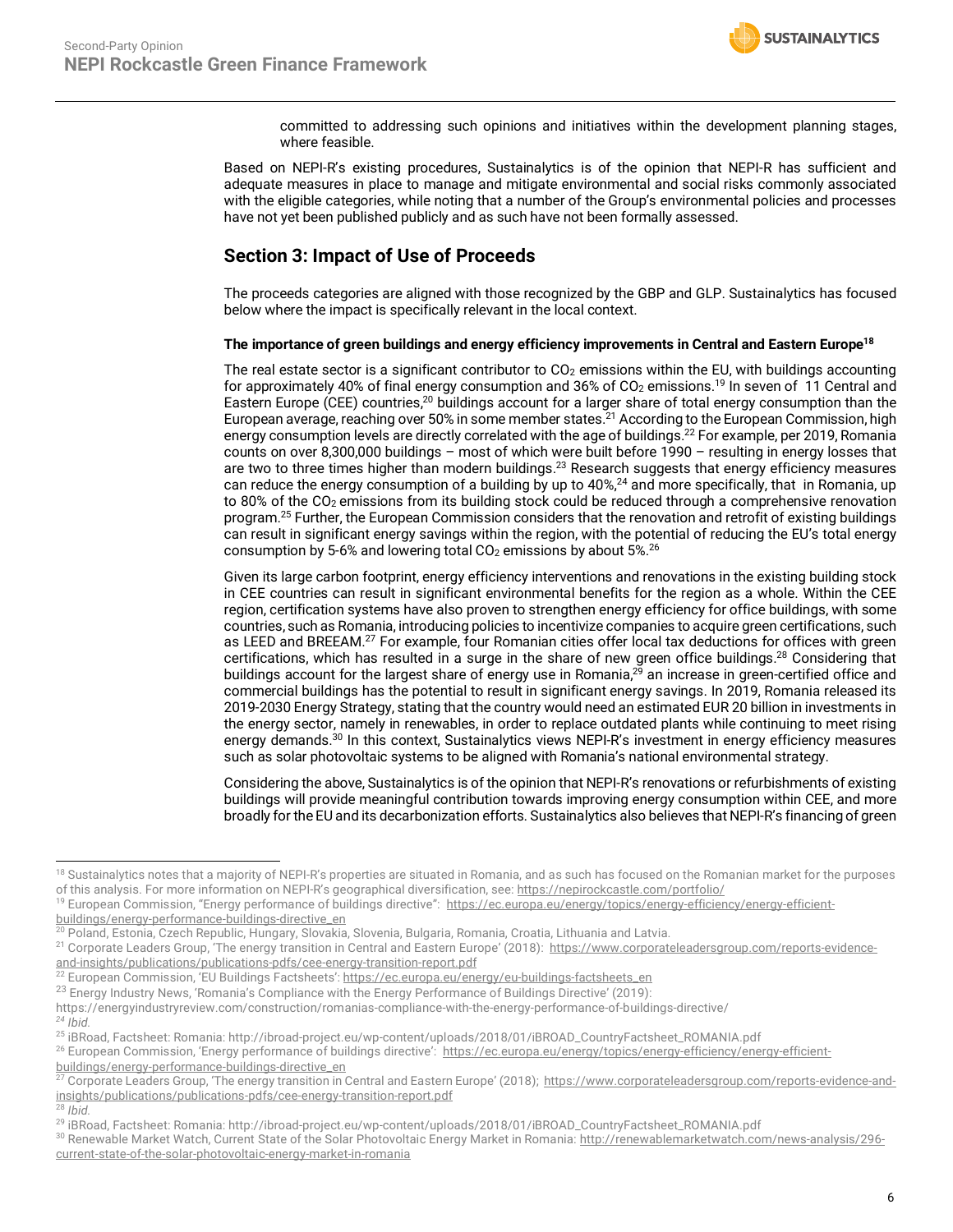committed to addressing such opinions and initiatives within the development planning stages, where feasible.

Based on NEPI-R's existing procedures, Sustainalytics is of the opinion that NEPI-R has sufficient and adequate measures in place to manage and mitigate environmental and social risks commonly associated with the eligible categories, while noting that a number of the Group's environmental policies and processes have not yet been published publicly and as such have not been formally assessed.

## Section 3: Impact of Use of Proceeds

The proceeds categories are aligned with those recognized by the GBP and GLP. Sustainalytics has focused below where the impact is specifically relevant in the local context.

**The importance of green buildings and energy efficiency improvements in Central and Eastern Europe[18]**

The real estate sector is a significant contributor to $CO_2$ emissions within the EU, with buildings accounting for approximately 40% of final energy consumption and 36% of $CO_2$ emissions.[19] In seven of 11 Central and Eastern Europe (CEE) countries,[20] buildings account for a larger share of total energy consumption than the European average, reaching over 50% in some member states.[21] According to the European Commission, high energy consumption levels are directly correlated with the age of buildings.[22] For example, per 2019, Romania counts on over 8,300,000 buildings – most of which were built before 1990 – resulting in energy losses that are two to three times higher than modern buildings.[23] Research suggests that energy efficiency measures can reduce the energy consumption of a building by up to 40%,[24] and more specifically, that in Romania, up to 80% of the $CO_2$ emissions from its building stock could be reduced through a comprehensive renovation program.[25] Further, the European Commission considers that the renovation and retrofit of existing buildings can result in significant energy savings within the region, with the potential of reducing the EU's total energy consumption by 5-6% and lowering total $CO_2$ emissions by about 5%.[26]

Given its large carbon footprint, energy efficiency interventions and renovations in the existing building stock in CEE countries can result in significant environmental benefits for the region as a whole. Within the CEE region, certification systems have also proven to strengthen energy efficiency for office buildings, with some countries, such as Romania, introducing policies to incentivize companies to acquire green certifications, such as LEED and BREEAM.[27] For example, four Romanian cities offer local tax deductions for offices with green certifications, which has resulted in a surge in the share of new green office buildings.[28] Considering that buildings account for the largest share of energy use in Romania,[29] an increase in green-certified office and commercial buildings has the potential to result in significant energy savings. In 2019, Romania released its 2019-2030 Energy Strategy, stating that the country would need an estimated EUR 20 billion in investments in the energy sector, namely in renewables, in order to replace outdated plants while continuing to meet rising energy demands.[30] In this context, Sustainalytics views NEPI-R's investment in energy efficiency measures such as solar photovoltaic systems to be aligned with Romania's national environmental strategy.

Considering the above, Sustainalytics is of the opinion that NEPI-R's renovations or refurbishments of existing buildings will provide meaningful contribution towards improving energy consumption within CEE, and more broadly for the EU and its decarbonization efforts. Sustainalytics also believes that NEPI-R's financing of green

---

[18] Sustainalytics notes that a majority of NEPI-R's properties are situated in Romania, and as such has focused on the Romanian market for the purposes of this analysis. For more information on NEPI-R's geographical diversification, see: https://nepirockcastle.com/portfolio/

[19] European Commission, "Energy performance of buildings directive": https://ec.europa.eu/energy/topics/energy-efficiency/energy-efficient-buildings/energy-performance-buildings-directive_en

[20] Poland, Estonia, Czech Republic, Hungary, Slovakia, Slovenia, Bulgaria, Romania, Croatia, Lithuania and Latvia.

[21] Corporate Leaders Group, 'The energy transition in Central and Eastern Europe' (2018): https://www.corporateleadersgroup.com/reports-evidence-and-insights/publications/publications-pdfs/cee-energy-transition-report.pdf

[22] European Commission, 'EU Buildings Factsheets': https://ec.europa.eu/energy/eu-buildings-factsheets_en

[23] Energy Industry News, 'Romania's Compliance with the Energy Performance of Buildings Directive' (2019): https://energyindustryreview.com/construction/romanias-compliance-with-the-energy-performance-of-buildings-directive/

[24] *Ibid.*

[25] iBRoad, Factsheet: Romania: http://ibroad-project.eu/wp-content/uploads/2018/01/iBROAD_CountryFactsheet_ROMANIA.pdf

[26] European Commission, 'Energy performance of buildings directive': https://ec.europa.eu/energy/topics/energy-efficiency/energy-efficient-buildings/energy-performance-buildings-directive_en

[27] Corporate Leaders Group, 'The energy transition in Central and Eastern Europe' (2018); https://www.corporateleadersgroup.com/reports-evidence-and-insights/publications/publications-pdfs/cee-energy-transition-report.pdf

[28] *Ibid.*

[29] iBRoad, Factsheet: Romania: http://ibroad-project.eu/wp-content/uploads/2018/01/iBROAD_CountryFactsheet_ROMANIA.pdf

[30] Renewable Market Watch, Current State of the Solar Photovoltaic Energy Market in Romania: http://renewablemarketwatch.com/news-analysis/296-current-state-of-the-solar-photovoltaic-energy-market-in-romania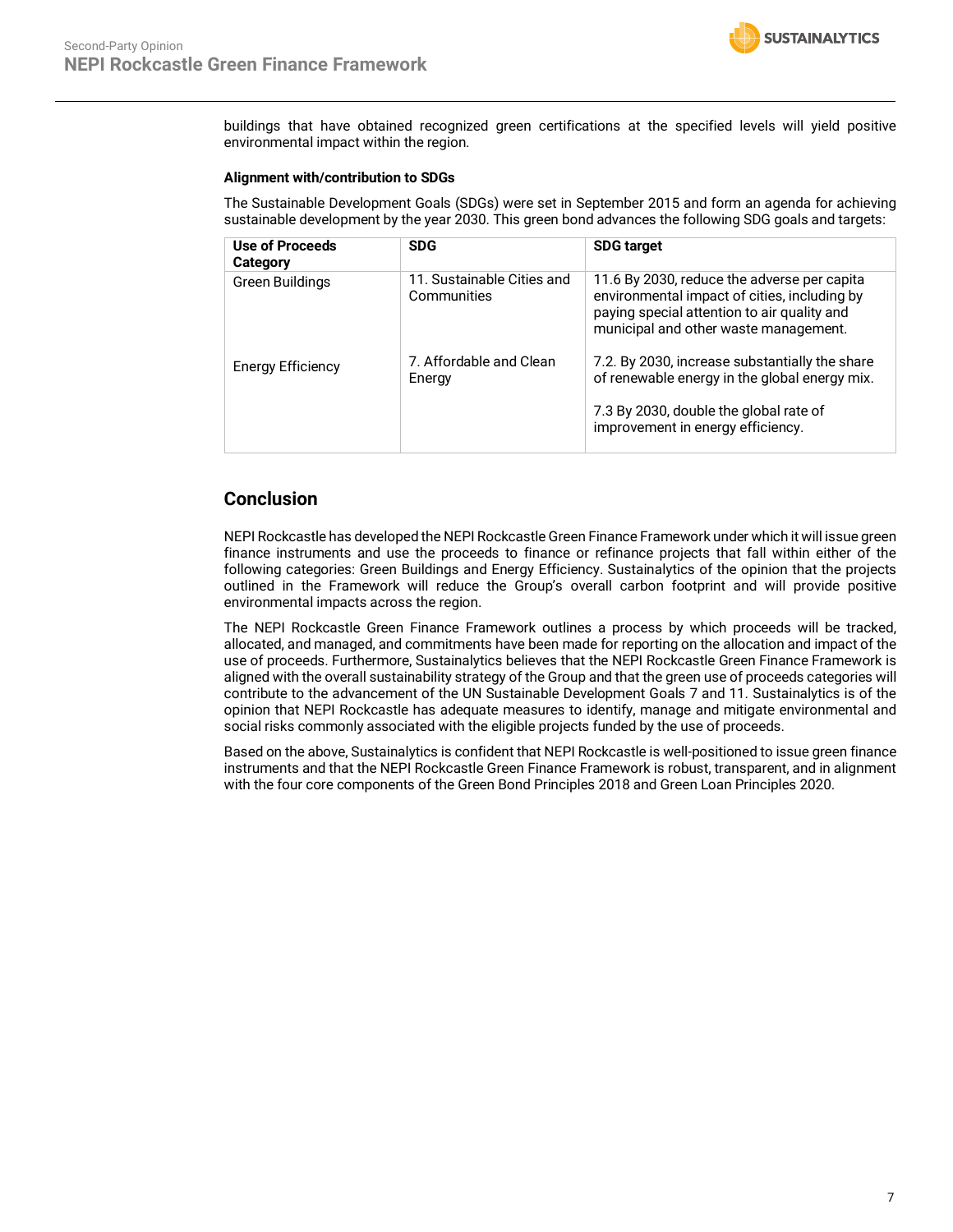buildings that have obtained recognized green certifications at the specified levels will yield positive environmental impact within the region.

**Alignment with/contribution to SDGs**

The Sustainable Development Goals (SDGs) were set in September 2015 and form an agenda for achieving sustainable development by the year 2030. This green bond advances the following SDG goals and targets:

| Use of Proceeds Category | SDG | SDG target |
|---|---|---|
| Green Buildings | 11. Sustainable Cities and Communities | 11.6 By 2030, reduce the adverse per capita environmental impact of cities, including by paying special attention to air quality and municipal and other waste management. |
| Energy Efficiency | 7. Affordable and Clean Energy | 7.2. By 2030, increase substantially the share of renewable energy in the global energy mix.<br><br>7.3 By 2030, double the global rate of improvement in energy efficiency. |

## Conclusion

NEPI Rockcastle has developed the NEPI Rockcastle Green Finance Framework under which it will issue green finance instruments and use the proceeds to finance or refinance projects that fall within either of the following categories: Green Buildings and Energy Efficiency. Sustainalytics of the opinion that the projects outlined in the Framework will reduce the Group's overall carbon footprint and will provide positive environmental impacts across the region.

The NEPI Rockcastle Green Finance Framework outlines a process by which proceeds will be tracked, allocated, and managed, and commitments have been made for reporting on the allocation and impact of the use of proceeds. Furthermore, Sustainalytics believes that the NEPI Rockcastle Green Finance Framework is aligned with the overall sustainability strategy of the Group and that the green use of proceeds categories will contribute to the advancement of the UN Sustainable Development Goals 7 and 11. Sustainalytics is of the opinion that NEPI Rockcastle has adequate measures to identify, manage and mitigate environmental and social risks commonly associated with the eligible projects funded by the use of proceeds.

Based on the above, Sustainalytics is confident that NEPI Rockcastle is well-positioned to issue green finance instruments and that the NEPI Rockcastle Green Finance Framework is robust, transparent, and in alignment with the four core components of the Green Bond Principles 2018 and Green Loan Principles 2020.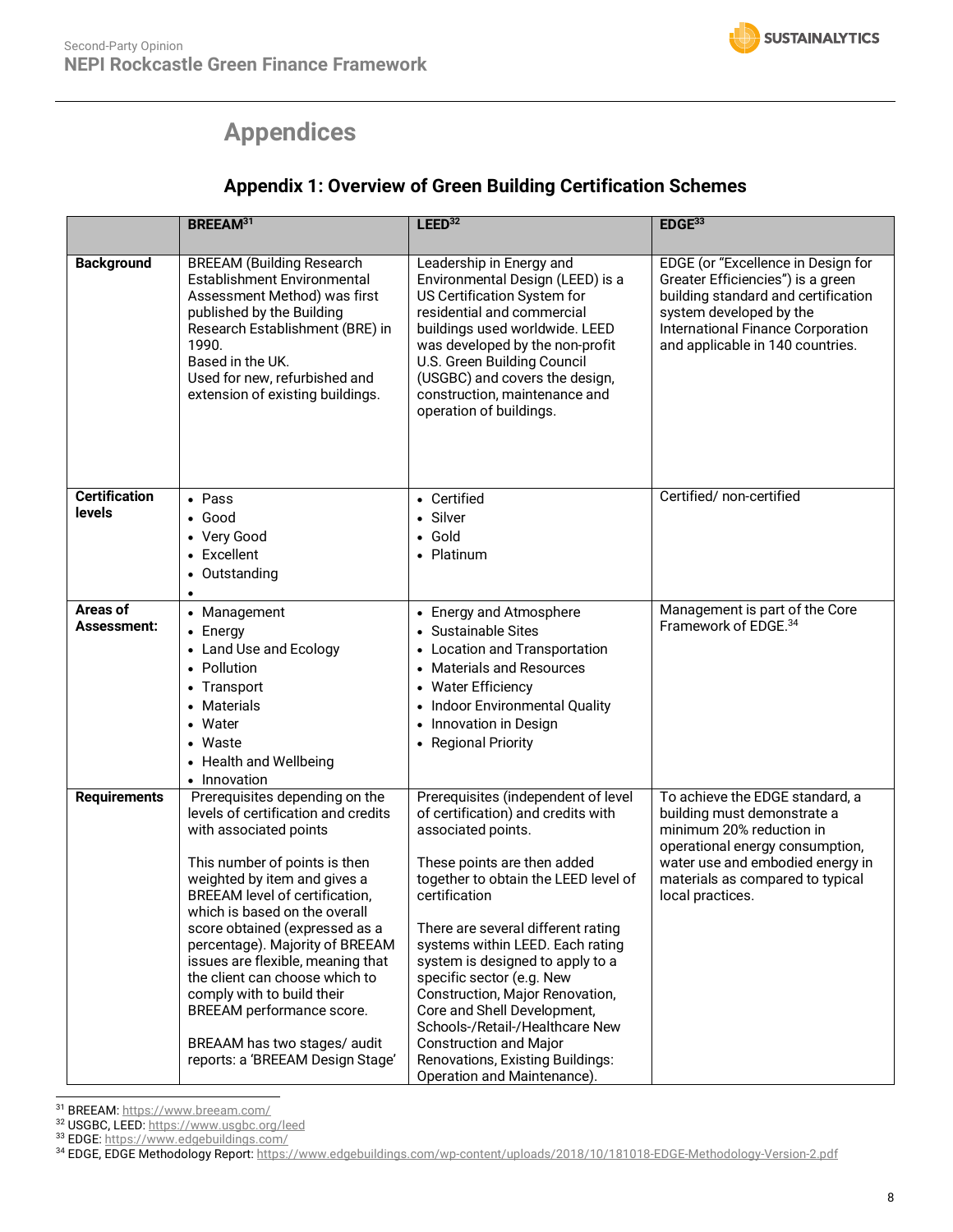# Appendices

## Appendix 1: Overview of Green Building Certification Schemes

| | BREEAM[31] | LEED[32] | EDGE[33] |
|---|---|---|---|
| **Background** | BREEAM (Building Research Establishment Environmental Assessment Method) was first published by the Building Research Establishment (BRE) in 1990.<br>Based in the UK.<br>Used for new, refurbished and extension of existing buildings. | Leadership in Energy and Environmental Design (LEED) is a US Certification System for residential and commercial buildings used worldwide. LEED was developed by the non-profit U.S. Green Building Council (USGBC) and covers the design, construction, maintenance and operation of buildings. | EDGE (or "Excellence in Design for Greater Efficiencies") is a green building standard and certification system developed by the International Finance Corporation and applicable in 140 countries. |
| **Certification levels** | • Pass<br>• Good<br>• Very Good<br>• Excellent<br>• Outstanding<br>• | • Certified<br>• Silver<br>• Gold<br>• Platinum | Certified/ non-certified |
| **Areas of Assessment:** | • Management<br>• Energy<br>• Land Use and Ecology<br>• Pollution<br>• Transport<br>• Materials<br>• Water<br>• Waste<br>• Health and Wellbeing<br>• Innovation | • Energy and Atmosphere<br>• Sustainable Sites<br>• Location and Transportation<br>• Materials and Resources<br>• Water Efficiency<br>• Indoor Environmental Quality<br>• Innovation in Design<br>• Regional Priority | Management is part of the Core Framework of EDGE.[34] |
| **Requirements** | Prerequisites depending on the levels of certification and credits with associated points<br><br>This number of points is then weighted by item and gives a BREEAM level of certification, which is based on the overall score obtained (expressed as a percentage). Majority of BREEAM issues are flexible, meaning that the client can choose which to comply with to build their BREEAM performance score.<br><br>BREAAM has two stages/ audit reports: a 'BREEAM Design Stage' | Prerequisites (independent of level of certification) and credits with associated points.<br><br>These points are then added together to obtain the LEED level of certification<br><br>There are several different rating systems within LEED. Each rating system is designed to apply to a specific sector (e.g. New Construction, Major Renovation, Core and Shell Development, Schools-/Retail-/Healthcare New Construction and Major Renovations, Existing Buildings: Operation and Maintenance). | To achieve the EDGE standard, a building must demonstrate a minimum 20% reduction in operational energy consumption, water use and embodied energy in materials as compared to typical local practices. |

[31] BREEAM: https://www.breeam.com/

[32] USGBC, LEED: https://www.usgbc.org/leed

[33] EDGE: https://www.edgebuildings.com/

[34] EDGE, EDGE Methodology Report: https://www.edgebuildings.com/wp-content/uploads/2018/10/181018-EDGE-Methodology-Version-2.pdf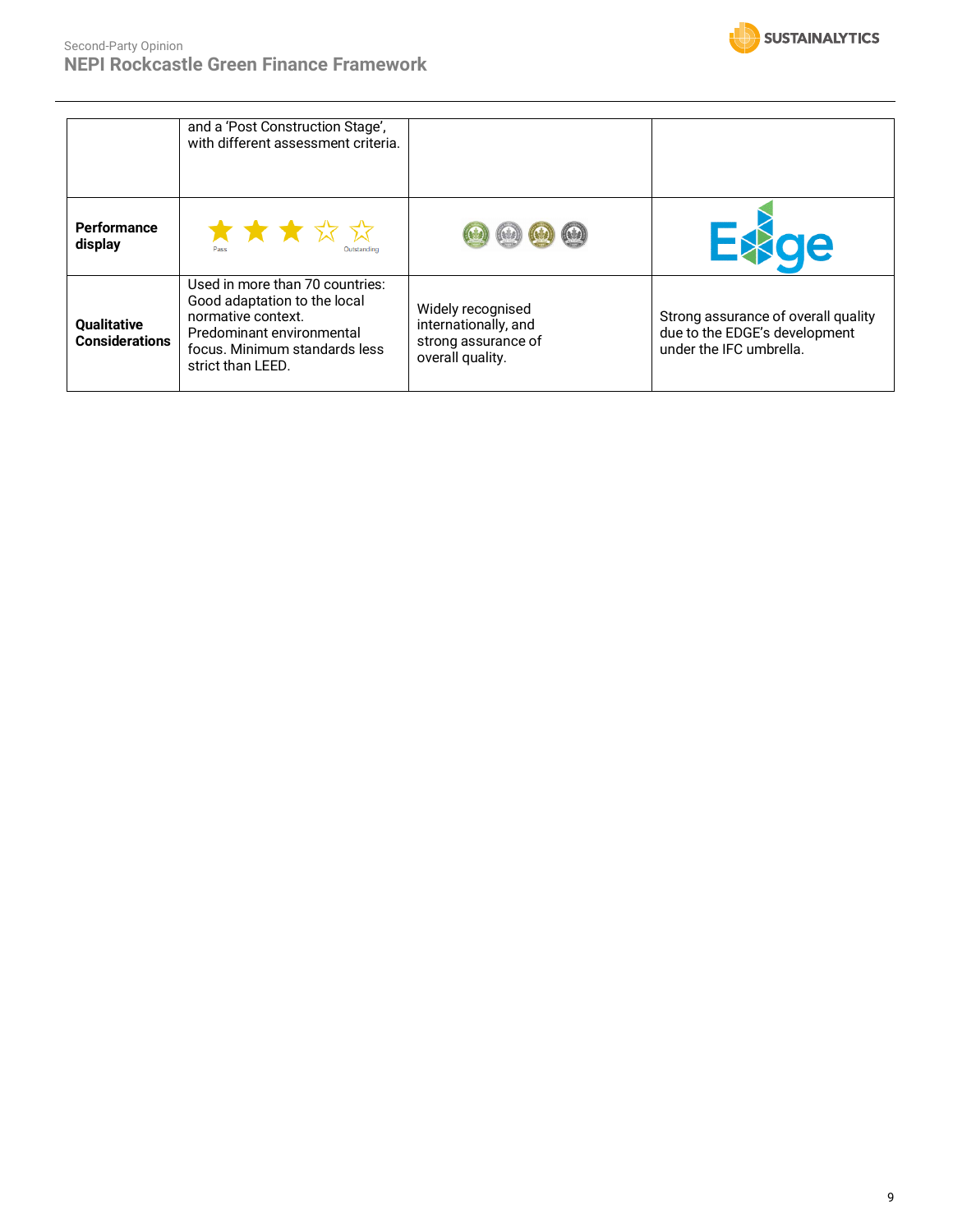| | | | |
|---|---|---|---|
| | and a 'Post Construction Stage', with different assessment criteria. | | |
| **Performance display** | Pass … Outstanding | | Edge |
| **Qualitative Considerations** | Used in more than 70 countries: Good adaptation to the local normative context. Predominant environmental focus. Minimum standards less strict than LEED. | Widely recognised internationally, and strong assurance of overall quality. | Strong assurance of overall quality due to the EDGE's development under the IFC umbrella. |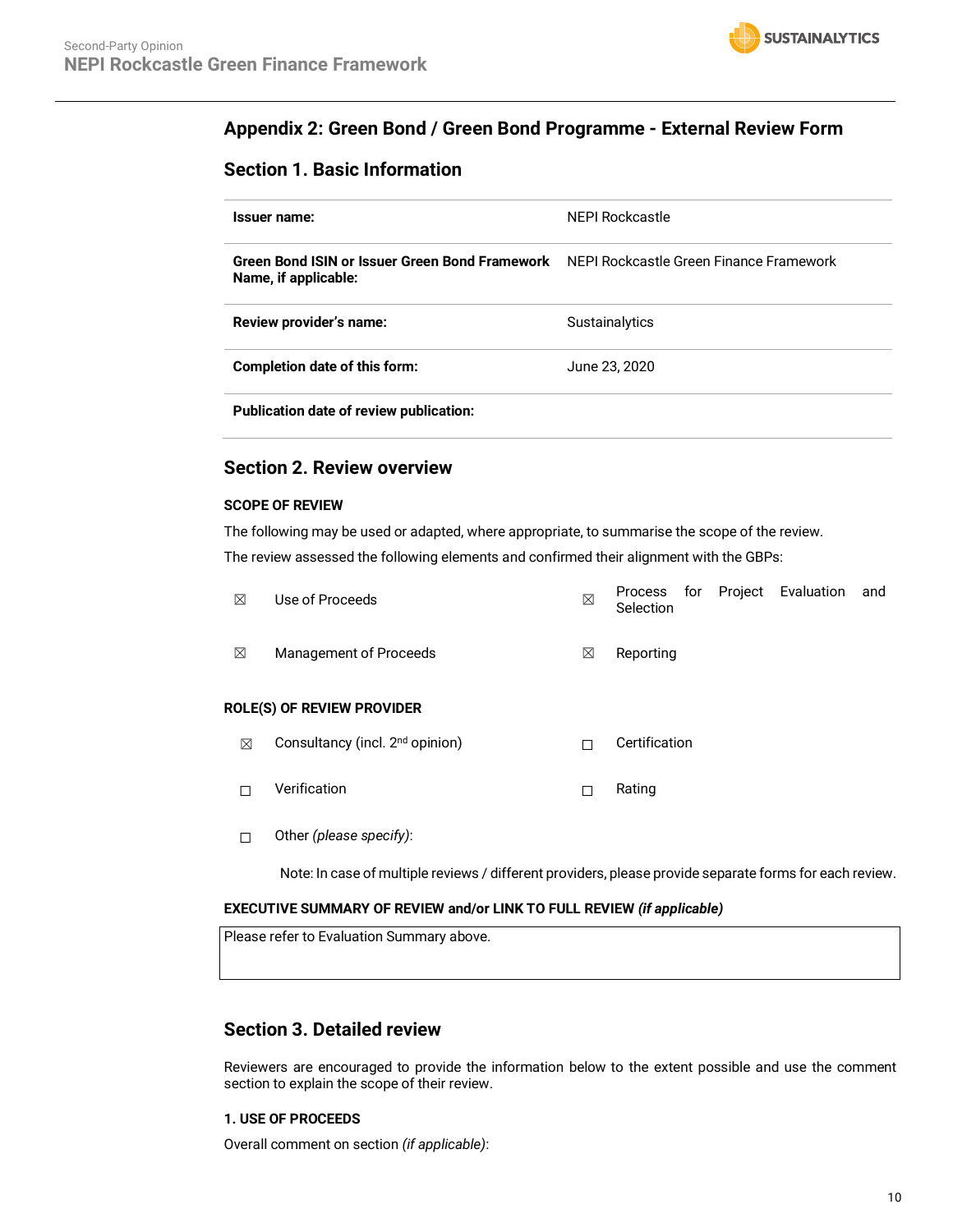## Appendix 2: Green Bond / Green Bond Programme - External Review Form

### Section 1. Basic Information

| | |
|---|---|
| **Issuer name:** | NEPI Rockcastle |
| **Green Bond ISIN or Issuer Green Bond Framework Name, if applicable:** | NEPI Rockcastle Green Finance Framework |
| **Review provider's name:** | Sustainalytics |
| **Completion date of this form:** | June 23, 2020 |
| **Publication date of review publication:** | |

### Section 2. Review overview

**SCOPE OF REVIEW**

The following may be used or adapted, where appropriate, to summarise the scope of the review.

The review assessed the following elements and confirmed their alignment with the GBPs:

| | | | |
|---|---|---|---|
| ☒ | Use of Proceeds | ☒ | Process for Project Evaluation and Selection |
| ☒ | Management of Proceeds | ☒ | Reporting |

**ROLE(S) OF REVIEW PROVIDER**

| | | | |
|---|---|---|---|
| ☒ | Consultancy (incl. 2nd opinion) | ☐ | Certification |
| ☐ | Verification | ☐ | Rating |
| ☐ | Other *(please specify)*: | | |

Note: In case of multiple reviews / different providers, please provide separate forms for each review.

**EXECUTIVE SUMMARY OF REVIEW and/or LINK TO FULL REVIEW** ***(if applicable)***

| Please refer to Evaluation Summary above. |
|---|

### Section 3. Detailed review

Reviewers are encouraged to provide the information below to the extent possible and use the comment section to explain the scope of their review.

**1. USE OF PROCEEDS**

Overall comment on section *(if applicable)*: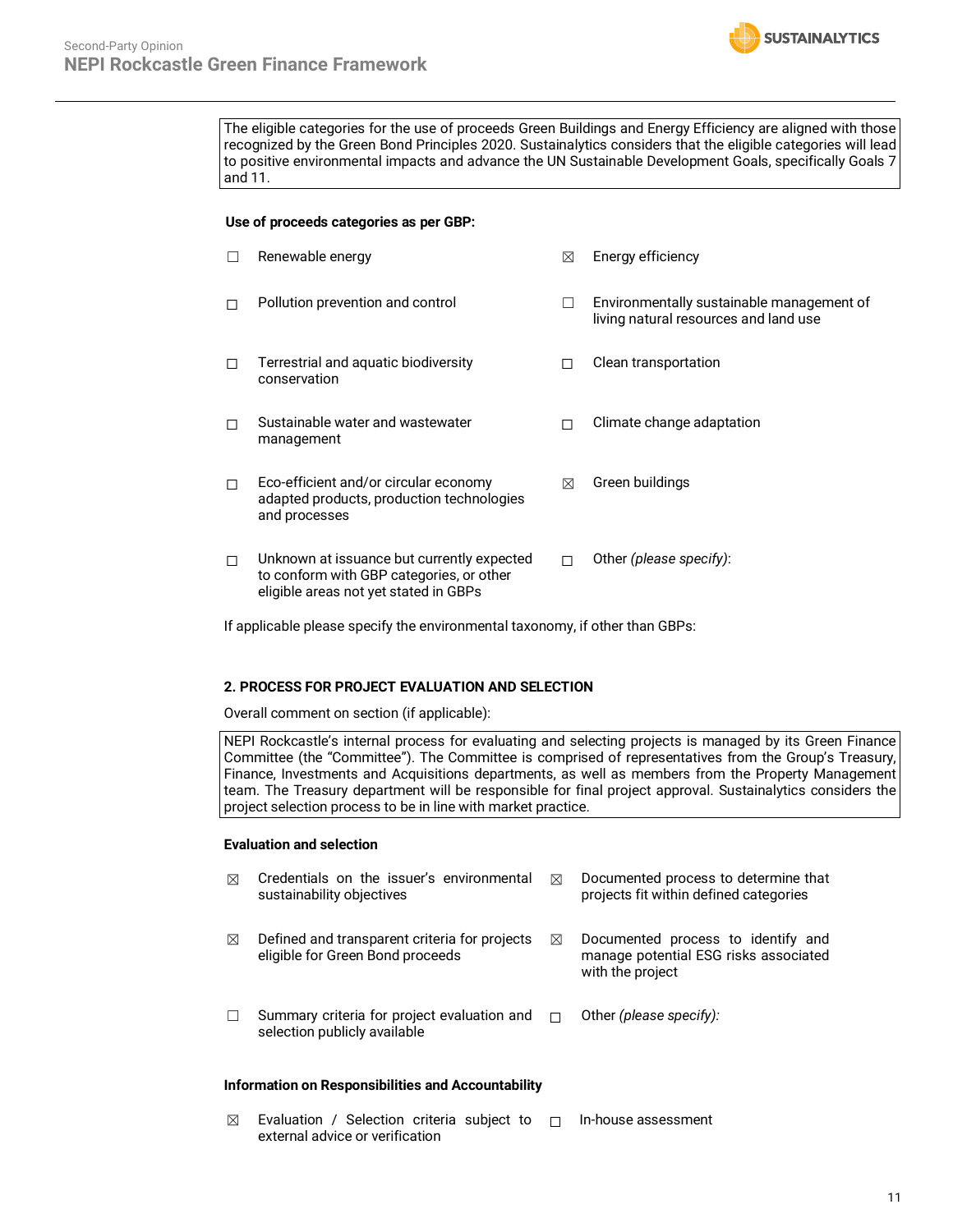The eligible categories for the use of proceeds Green Buildings and Energy Efficiency are aligned with those recognized by the Green Bond Principles 2020. Sustainalytics considers that the eligible categories will lead to positive environmental impacts and advance the UN Sustainable Development Goals, specifically Goals 7 and 11.

**Use of proceeds categories as per GBP:**

- ☐ Renewable energy
- ☒ Energy efficiency
- ☐ Pollution prevention and control
- ☐ Environmentally sustainable management of living natural resources and land use
- ☐ Terrestrial and aquatic biodiversity conservation
- ☐ Clean transportation
- ☐ Sustainable water and wastewater management
- ☐ Climate change adaptation
- ☐ Eco-efficient and/or circular economy adapted products, production technologies and processes
- ☒ Green buildings
- ☐ Unknown at issuance but currently expected to conform with GBP categories, or other eligible areas not yet stated in GBPs
- ☐ Other *(please specify)*:

If applicable please specify the environmental taxonomy, if other than GBPs:

## 2. PROCESS FOR PROJECT EVALUATION AND SELECTION

Overall comment on section (if applicable):

NEPI Rockcastle's internal process for evaluating and selecting projects is managed by its Green Finance Committee (the "Committee"). The Committee is comprised of representatives from the Group's Treasury, Finance, Investments and Acquisitions departments, as well as members from the Property Management team. The Treasury department will be responsible for final project approval. Sustainalytics considers the project selection process to be in line with market practice.

**Evaluation and selection**

- ☒ Credentials on the issuer's environmental sustainability objectives
- ☒ Documented process to determine that projects fit within defined categories
- ☒ Defined and transparent criteria for projects eligible for Green Bond proceeds
- ☒ Documented process to identify and manage potential ESG risks associated with the project
- ☐ Summary criteria for project evaluation and selection publicly available
- ☐ Other *(please specify)*:

**Information on Responsibilities and Accountability**

- ☒ Evaluation / Selection criteria subject to external advice or verification
- ☐ In-house assessment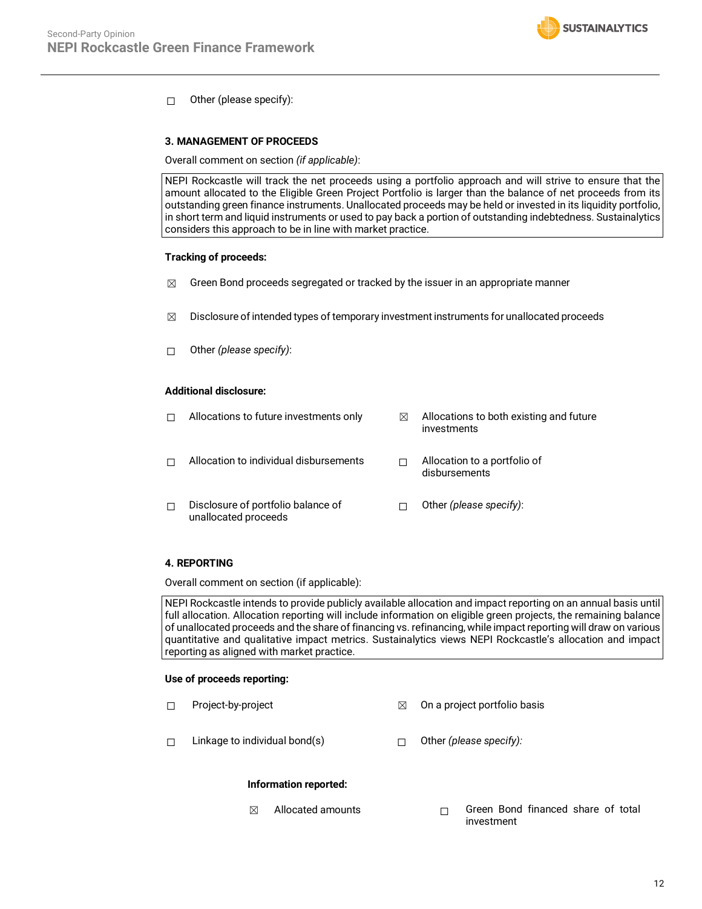☐ Other (please specify):

### 3. MANAGEMENT OF PROCEEDS

Overall comment on section *(if applicable)*:

| NEPI Rockcastle will track the net proceeds using a portfolio approach and will strive to ensure that the amount allocated to the Eligible Green Project Portfolio is larger than the balance of net proceeds from its outstanding green finance instruments. Unallocated proceeds may be held or invested in its liquidity portfolio, in short term and liquid instruments or used to pay back a portion of outstanding indebtedness. Sustainalytics considers this approach to be in line with market practice. |
|---|

**Tracking of proceeds:**

☒ Green Bond proceeds segregated or tracked by the issuer in an appropriate manner

☒ Disclosure of intended types of temporary investment instruments for unallocated proceeds

☐ Other *(please specify)*:

**Additional disclosure:**

☐ Allocations to future investments only

☒ Allocations to both existing and future investments

☐ Allocation to individual disbursements

☐ Allocation to a portfolio of disbursements

☐ Disclosure of portfolio balance of unallocated proceeds

☐ Other *(please specify)*:

### 4. REPORTING

Overall comment on section (if applicable):

| NEPI Rockcastle intends to provide publicly available allocation and impact reporting on an annual basis until full allocation. Allocation reporting will include information on eligible green projects, the remaining balance of unallocated proceeds and the share of financing vs. refinancing, while impact reporting will draw on various quantitative and qualitative impact metrics. Sustainalytics views NEPI Rockcastle's allocation and impact reporting as aligned with market practice. |
|---|

**Use of proceeds reporting:**

☐ Project-by-project

☒ On a project portfolio basis

☐ Linkage to individual bond(s)

☐ Other *(please specify):*

**Information reported:**

☒ Allocated amounts

☐ Green Bond financed share of total investment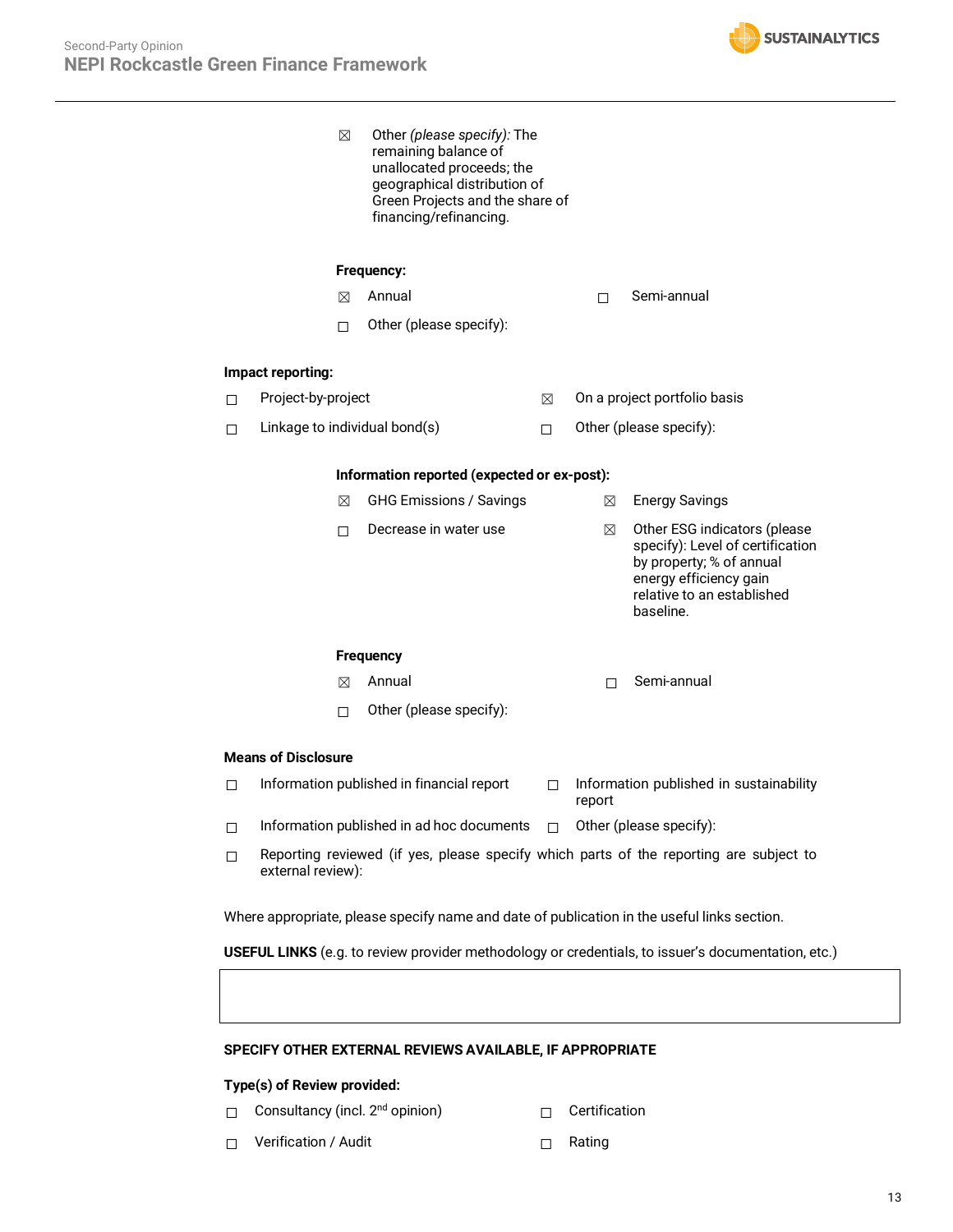☒ Other *(please specify)*: The remaining balance of unallocated proceeds; the geographical distribution of Green Projects and the share of financing/refinancing.

**Frequency:**

☒ Annual ☐ Semi-annual

☐ Other (please specify):

**Impact reporting:**

☐ Project-by-project ☒ On a project portfolio basis

☐ Linkage to individual bond(s) ☐ Other (please specify):

**Information reported (expected or ex-post):**

☒ GHG Emissions / Savings ☒ Energy Savings

☐ Decrease in water use ☒ Other ESG indicators (please specify): Level of certification by property; % of annual energy efficiency gain relative to an established baseline.

**Frequency**

☒ Annual ☐ Semi-annual

☐ Other (please specify):

**Means of Disclosure**

☐ Information published in financial report ☐ Information published in sustainability report

☐ Information published in ad hoc documents ☐ Other (please specify):

☐ Reporting reviewed (if yes, please specify which parts of the reporting are subject to external review):

Where appropriate, please specify name and date of publication in the useful links section.

**USEFUL LINKS** (e.g. to review provider methodology or credentials, to issuer's documentation, etc.)

| |
|---|
| |

**SPECIFY OTHER EXTERNAL REVIEWS AVAILABLE, IF APPROPRIATE**

**Type(s) of Review provided:**

☐ Consultancy (incl. 2nd opinion) ☐ Certification

☐ Verification / Audit ☐ Rating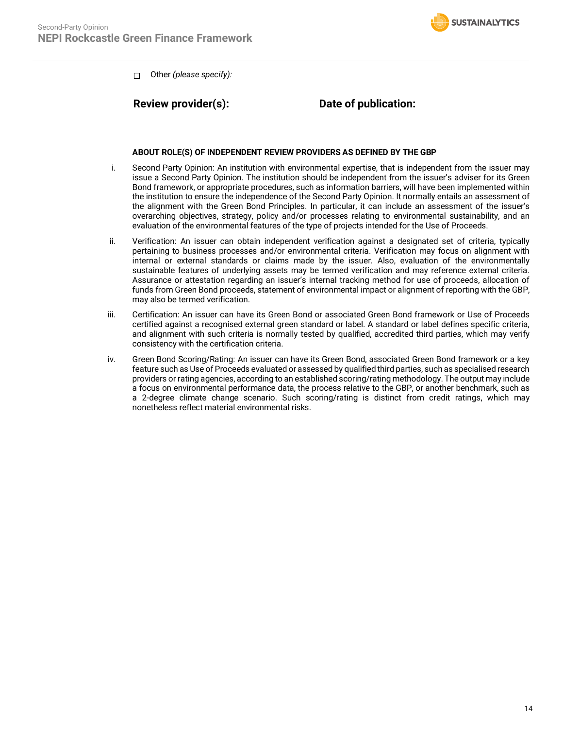☐ Other *(please specify)*:

**Review provider(s):** **Date of publication:**

**ABOUT ROLE(S) OF INDEPENDENT REVIEW PROVIDERS AS DEFINED BY THE GBP**

i. Second Party Opinion: An institution with environmental expertise, that is independent from the issuer may issue a Second Party Opinion. The institution should be independent from the issuer's adviser for its Green Bond framework, or appropriate procedures, such as information barriers, will have been implemented within the institution to ensure the independence of the Second Party Opinion. It normally entails an assessment of the alignment with the Green Bond Principles. In particular, it can include an assessment of the issuer's overarching objectives, strategy, policy and/or processes relating to environmental sustainability, and an evaluation of the environmental features of the type of projects intended for the Use of Proceeds.

ii. Verification: An issuer can obtain independent verification against a designated set of criteria, typically pertaining to business processes and/or environmental criteria. Verification may focus on alignment with internal or external standards or claims made by the issuer. Also, evaluation of the environmentally sustainable features of underlying assets may be termed verification and may reference external criteria. Assurance or attestation regarding an issuer's internal tracking method for use of proceeds, allocation of funds from Green Bond proceeds, statement of environmental impact or alignment of reporting with the GBP, may also be termed verification.

iii. Certification: An issuer can have its Green Bond or associated Green Bond framework or Use of Proceeds certified against a recognised external green standard or label. A standard or label defines specific criteria, and alignment with such criteria is normally tested by qualified, accredited third parties, which may verify consistency with the certification criteria.

iv. Green Bond Scoring/Rating: An issuer can have its Green Bond, associated Green Bond framework or a key feature such as Use of Proceeds evaluated or assessed by qualified third parties, such as specialised research providers or rating agencies, according to an established scoring/rating methodology. The output may include a focus on environmental performance data, the process relative to the GBP, or another benchmark, such as a 2-degree climate change scenario. Such scoring/rating is distinct from credit ratings, which may nonetheless reflect material environmental risks.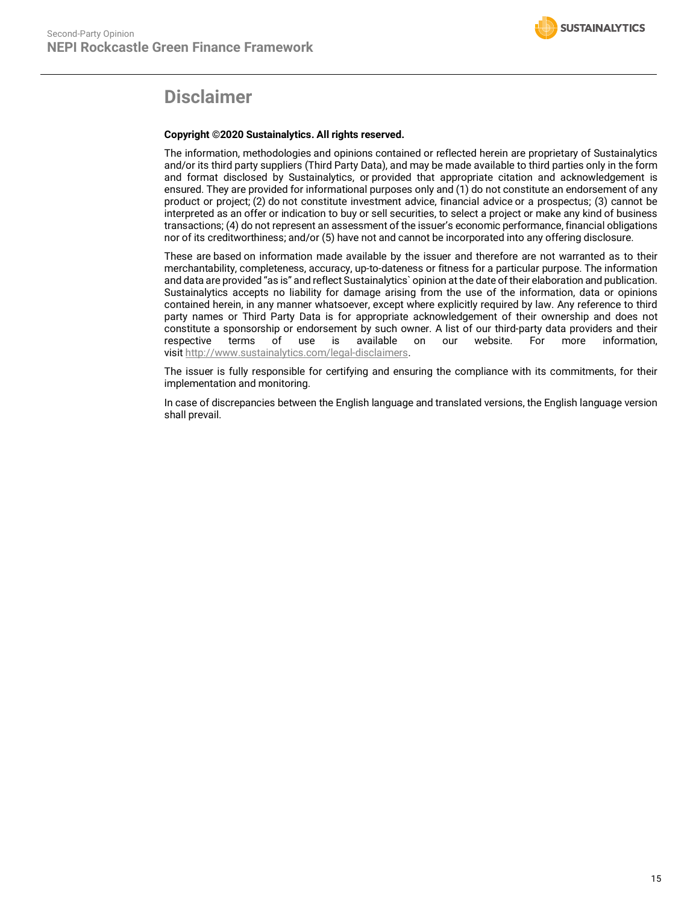# Disclaimer

**Copyright ©2020 Sustainalytics. All rights reserved.**

The information, methodologies and opinions contained or reflected herein are proprietary of Sustainalytics and/or its third party suppliers (Third Party Data), and may be made available to third parties only in the form and format disclosed by Sustainalytics, or provided that appropriate citation and acknowledgement is ensured. They are provided for informational purposes only and (1) do not constitute an endorsement of any product or project; (2) do not constitute investment advice, financial advice or a prospectus; (3) cannot be interpreted as an offer or indication to buy or sell securities, to select a project or make any kind of business transactions; (4) do not represent an assessment of the issuer's economic performance, financial obligations nor of its creditworthiness; and/or (5) have not and cannot be incorporated into any offering disclosure.

These are based on information made available by the issuer and therefore are not warranted as to their merchantability, completeness, accuracy, up-to-dateness or fitness for a particular purpose. The information and data are provided "as is" and reflect Sustainalytics` opinion at the date of their elaboration and publication. Sustainalytics accepts no liability for damage arising from the use of the information, data or opinions contained herein, in any manner whatsoever, except where explicitly required by law. Any reference to third party names or Third Party Data is for appropriate acknowledgement of their ownership and does not constitute a sponsorship or endorsement by such owner. A list of our third-party data providers and their respective terms of use is available on our website. For more information, visit http://www.sustainalytics.com/legal-disclaimers.

The issuer is fully responsible for certifying and ensuring the compliance with its commitments, for their implementation and monitoring.

In case of discrepancies between the English language and translated versions, the English language version shall prevail.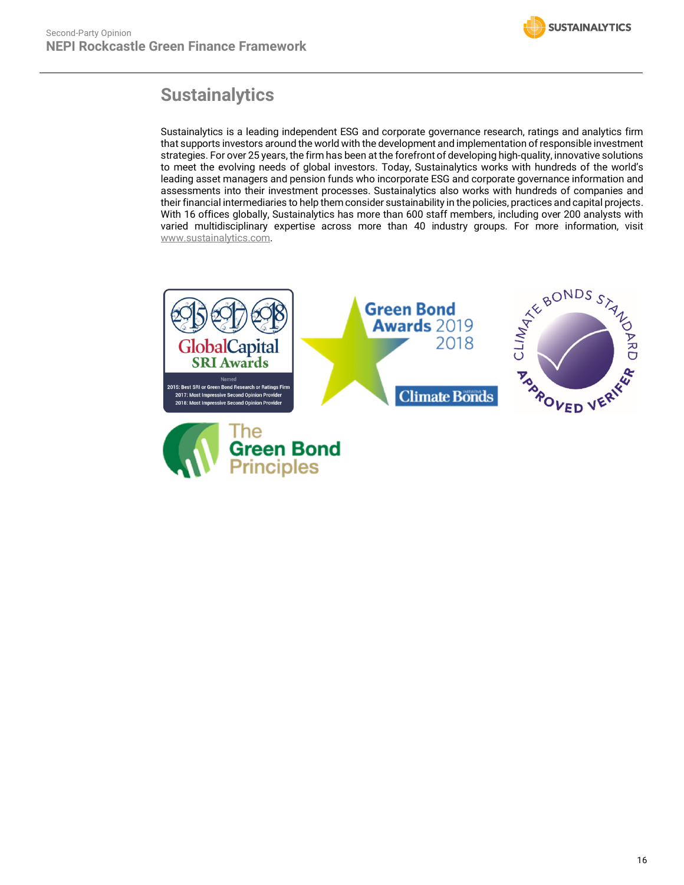## Sustainalytics

Sustainalytics is a leading independent ESG and corporate governance research, ratings and analytics firm that supports investors around the world with the development and implementation of responsible investment strategies. For over 25 years, the firm has been at the forefront of developing high-quality, innovative solutions to meet the evolving needs of global investors. Today, Sustainalytics works with hundreds of the world's leading asset managers and pension funds who incorporate ESG and corporate governance information and assessments into their investment processes. Sustainalytics also works with hundreds of companies and their financial intermediaries to help them consider sustainability in the policies, practices and capital projects. With 16 offices globally, Sustainalytics has more than 600 staff members, including over 200 analysts with varied multidisciplinary expertise across more than 40 industry groups. For more information, visit www.sustainalytics.com.

2015 2017 2018
GlobalCapital SRI Awards
Named
2015: Best SRI or Green Bond Research or Ratings Firm
2017: Most Impressive Second Opinion Provider
2018: Most Impressive Second Opinion Provider

Green Bond Awards 2019 2018
Climate Bonds Initiative

Climate Bonds Standard Approved Verifier

The Green Bond Principles